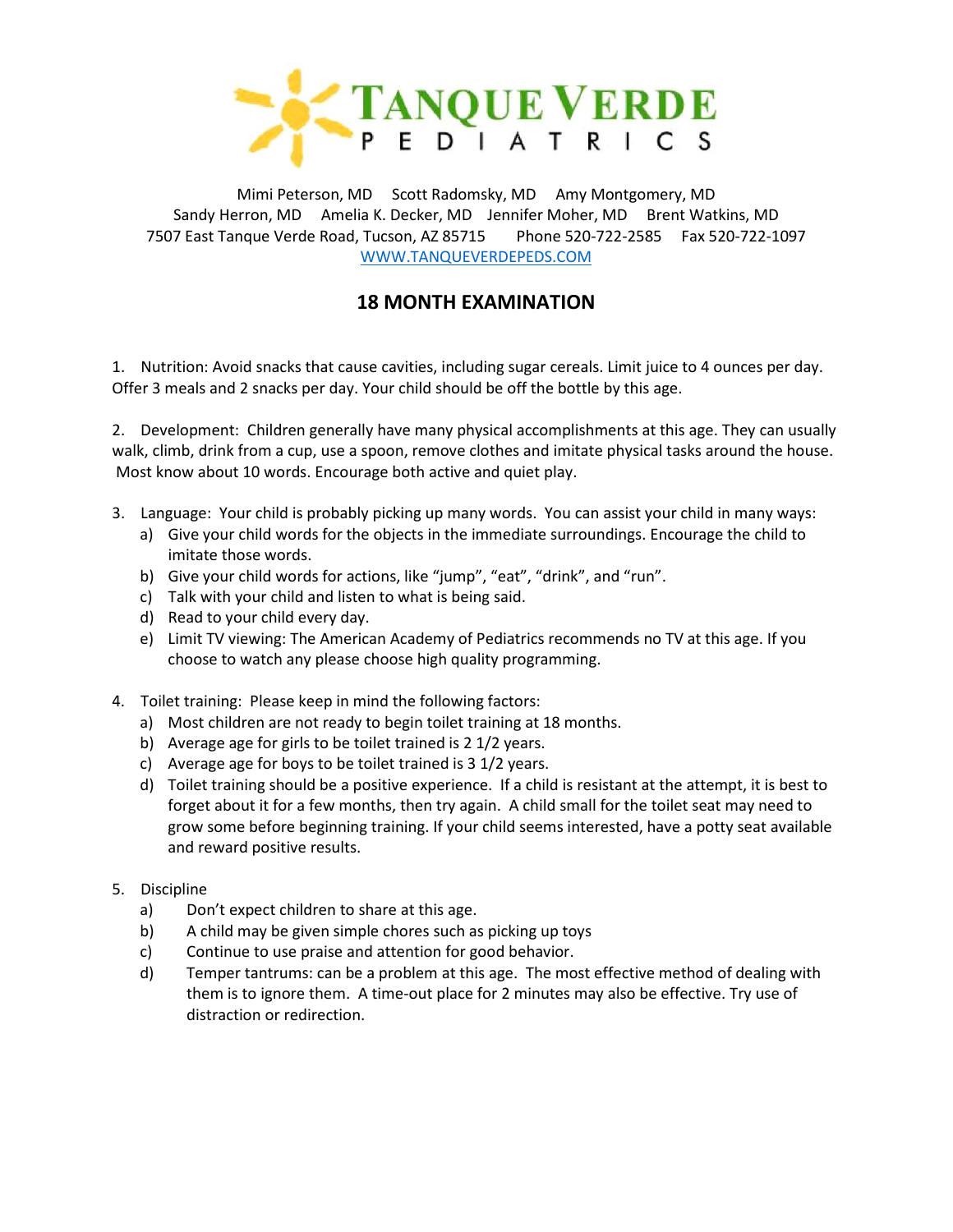# TANQUE VERDE PEDIATRICS

Mimi Peterson, MD  Scott Radomsky, MD  Amy Montgomery, MD
Sandy Herron, MD  Amelia K. Decker, MD  Jennifer Moher, MD  Brent Watkins, MD
7507 East Tanque Verde Road, Tucson, AZ 85715  Phone 520-722-2585  Fax 520-722-1097
WWW.TANQUEVERDEPEDS.COM

## 18 MONTH EXAMINATION

1. Nutrition: Avoid snacks that cause cavities, including sugar cereals. Limit juice to 4 ounces per day. Offer 3 meals and 2 snacks per day. Your child should be off the bottle by this age.

2. Development: Children generally have many physical accomplishments at this age. They can usually walk, climb, drink from a cup, use a spoon, remove clothes and imitate physical tasks around the house. Most know about 10 words. Encourage both active and quiet play.

3. Language: Your child is probably picking up many words. You can assist your child in many ways:
   a) Give your child words for the objects in the immediate surroundings. Encourage the child to imitate those words.
   b) Give your child words for actions, like "jump", "eat", "drink", and "run".
   c) Talk with your child and listen to what is being said.
   d) Read to your child every day.
   e) Limit TV viewing: The American Academy of Pediatrics recommends no TV at this age. If you choose to watch any please choose high quality programming.

4. Toilet training: Please keep in mind the following factors:
   a) Most children are not ready to begin toilet training at 18 months.
   b) Average age for girls to be toilet trained is 2 1/2 years.
   c) Average age for boys to be toilet trained is 3 1/2 years.
   d) Toilet training should be a positive experience. If a child is resistant at the attempt, it is best to forget about it for a few months, then try again. A child small for the toilet seat may need to grow some before beginning training. If your child seems interested, have a potty seat available and reward positive results.

5. Discipline
   a) Don't expect children to share at this age.
   b) A child may be given simple chores such as picking up toys
   c) Continue to use praise and attention for good behavior.
   d) Temper tantrums: can be a problem at this age. The most effective method of dealing with them is to ignore them. A time-out place for 2 minutes may also be effective. Try use of distraction or redirection.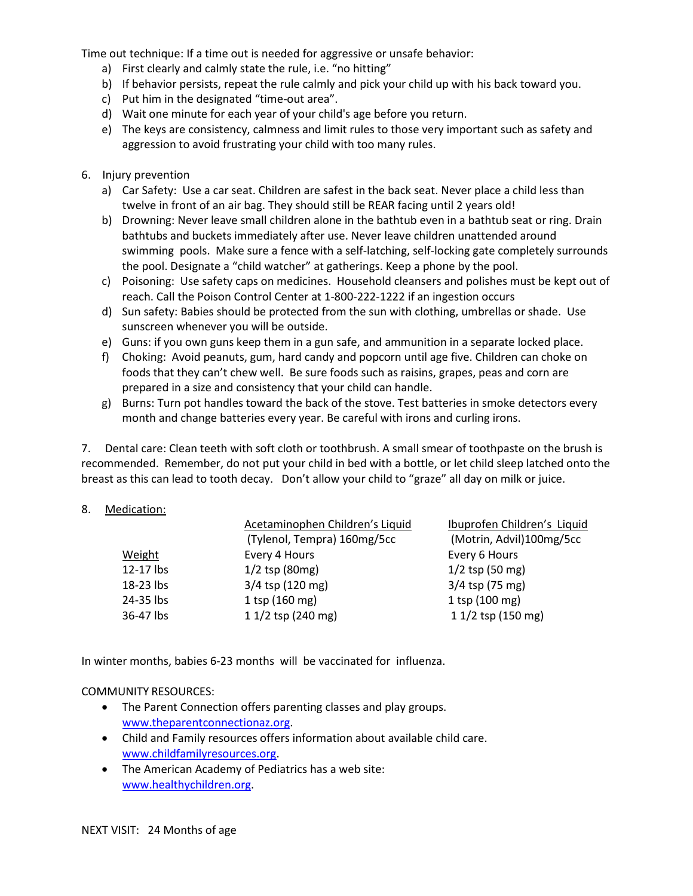Time out technique: If a time out is needed for aggressive or unsafe behavior:

a) First clearly and calmly state the rule, i.e. "no hitting"
b) If behavior persists, repeat the rule calmly and pick your child up with his back toward you.
c) Put him in the designated "time-out area".
d) Wait one minute for each year of your child's age before you return.
e) The keys are consistency, calmness and limit rules to those very important such as safety and aggression to avoid frustrating your child with too many rules.

6. Injury prevention
   a) Car Safety: Use a car seat. Children are safest in the back seat. Never place a child less than twelve in front of an air bag. They should still be REAR facing until 2 years old!
   b) Drowning: Never leave small children alone in the bathtub even in a bathtub seat or ring. Drain bathtubs and buckets immediately after use. Never leave children unattended around swimming pools. Make sure a fence with a self-latching, self-locking gate completely surrounds the pool. Designate a "child watcher" at gatherings. Keep a phone by the pool.
   c) Poisoning: Use safety caps on medicines. Household cleansers and polishes must be kept out of reach. Call the Poison Control Center at 1-800-222-1222 if an ingestion occurs
   d) Sun safety: Babies should be protected from the sun with clothing, umbrellas or shade. Use sunscreen whenever you will be outside.
   e) Guns: if you own guns keep them in a gun safe, and ammunition in a separate locked place.
   f) Choking: Avoid peanuts, gum, hard candy and popcorn until age five. Children can choke on foods that they can't chew well. Be sure foods such as raisins, grapes, peas and corn are prepared in a size and consistency that your child can handle.
   g) Burns: Turn pot handles toward the back of the stove. Test batteries in smoke detectors every month and change batteries every year. Be careful with irons and curling irons.

7. Dental care: Clean teeth with soft cloth or toothbrush. A small smear of toothpaste on the brush is recommended. Remember, do not put your child in bed with a bottle, or let child sleep latched onto the breast as this can lead to tooth decay. Don't allow your child to "graze" all day on milk or juice.

8. Medication:

| Weight | Acetaminophen Children's Liquid (Tylenol, Tempra) 160mg/5cc Every 4 Hours | Ibuprofen Children's Liquid (Motrin, Advil)100mg/5cc Every 6 Hours |
|---|---|---|
| 12-17 lbs | 1/2 tsp (80mg) | 1/2 tsp (50 mg) |
| 18-23 lbs | 3/4 tsp (120 mg) | 3/4 tsp (75 mg) |
| 24-35 lbs | 1 tsp (160 mg) | 1 tsp (100 mg) |
| 36-47 lbs | 1 1/2 tsp (240 mg) | 1 1/2 tsp (150 mg) |

In winter months, babies 6-23 months will be vaccinated for influenza.

COMMUNITY RESOURCES:

- The Parent Connection offers parenting classes and play groups. www.theparentconnectionaz.org.
- Child and Family resources offers information about available child care. www.childfamilyresources.org.
- The American Academy of Pediatrics has a web site: www.healthychildren.org.

NEXT VISIT: 24 Months of age